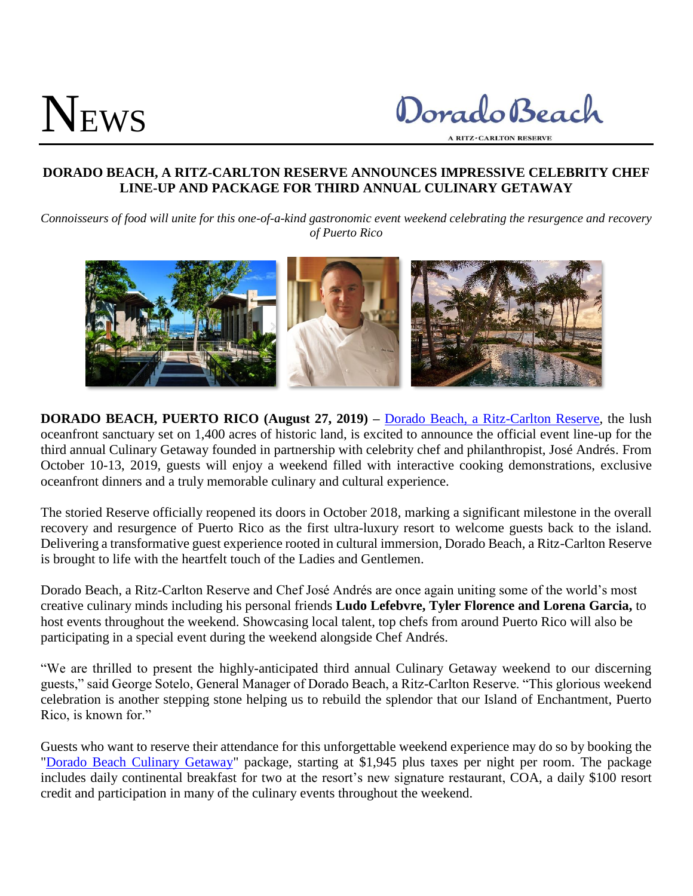# NEWS

Dorado Beach

A RITZ-CARLTON RESERVE

## DORADO BEACH, A RITZ-CARLTON RESERVE ANNOUNCES IMPRESSIVE CELEBRITY CHEF LINE-UP AND PACKAGE FOR THIRD ANNUAL CULINARY GETAWAY

*Connoisseurs of food will unite for this one-of-a-kind gastronomic event weekend celebrating the resurgence and recovery of Puerto Rico*

**DORADO BEACH, PUERTO RICO (August 27, 2019)** – Dorado Beach, a Ritz-Carlton Reserve, the lush oceanfront sanctuary set on 1,400 acres of historic land, is excited to announce the official event line-up for the third annual Culinary Getaway founded in partnership with celebrity chef and philanthropist, José Andrés. From October 10-13, 2019, guests will enjoy a weekend filled with interactive cooking demonstrations, exclusive oceanfront dinners and a truly memorable culinary and cultural experience.

The storied Reserve officially reopened its doors in October 2018, marking a significant milestone in the overall recovery and resurgence of Puerto Rico as the first ultra-luxury resort to welcome guests back to the island. Delivering a transformative guest experience rooted in cultural immersion, Dorado Beach, a Ritz-Carlton Reserve is brought to life with the heartfelt touch of the Ladies and Gentlemen.

Dorado Beach, a Ritz-Carlton Reserve and Chef José Andrés are once again uniting some of the world's most creative culinary minds including his personal friends **Ludo Lefebvre, Tyler Florence and Lorena Garcia,** to host events throughout the weekend. Showcasing local talent, top chefs from around Puerto Rico will also be participating in a special event during the weekend alongside Chef Andrés.

"We are thrilled to present the highly-anticipated third annual Culinary Getaway weekend to our discerning guests," said George Sotelo, General Manager of Dorado Beach, a Ritz-Carlton Reserve. "This glorious weekend celebration is another stepping stone helping us to rebuild the splendor that our Island of Enchantment, Puerto Rico, is known for."

Guests who want to reserve their attendance for this unforgettable weekend experience may do so by booking the "Dorado Beach Culinary Getaway" package, starting at $1,945 plus taxes per night per room. The package includes daily continental breakfast for two at the resort's new signature restaurant, COA, a daily $100 resort credit and participation in many of the culinary events throughout the weekend.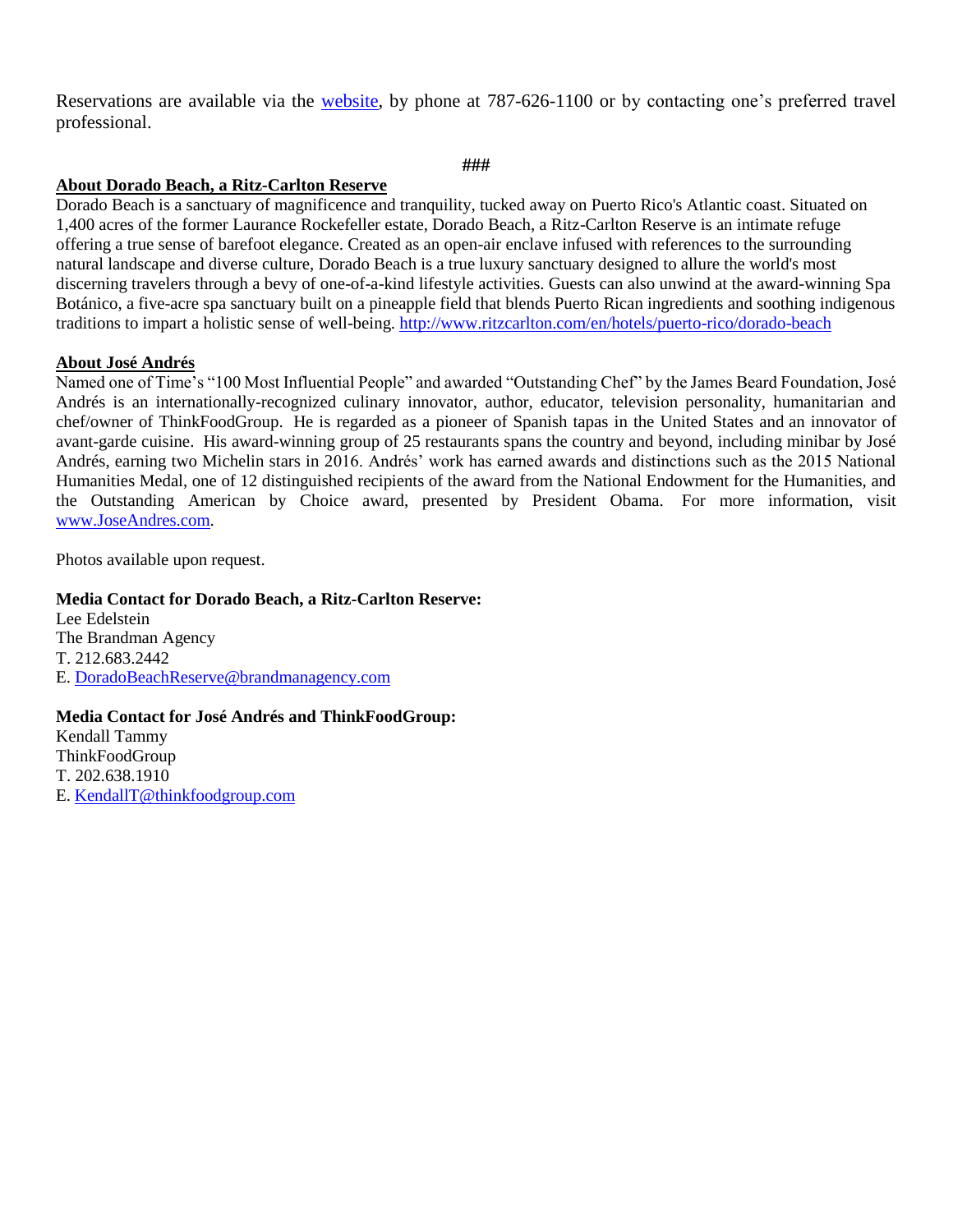Reservations are available via the website, by phone at 787-626-1100 or by contacting one's preferred travel professional.

###

**About Dorado Beach, a Ritz-Carlton Reserve**

Dorado Beach is a sanctuary of magnificence and tranquility, tucked away on Puerto Rico's Atlantic coast. Situated on 1,400 acres of the former Laurance Rockefeller estate, Dorado Beach, a Ritz-Carlton Reserve is an intimate refuge offering a true sense of barefoot elegance. Created as an open-air enclave infused with references to the surrounding natural landscape and diverse culture, Dorado Beach is a true luxury sanctuary designed to allure the world's most discerning travelers through a bevy of one-of-a-kind lifestyle activities. Guests can also unwind at the award-winning Spa Botánico, a five-acre spa sanctuary built on a pineapple field that blends Puerto Rican ingredients and soothing indigenous traditions to impart a holistic sense of well-being. http://www.ritzcarlton.com/en/hotels/puerto-rico/dorado-beach

**About José Andrés**

Named one of Time's "100 Most Influential People" and awarded "Outstanding Chef" by the James Beard Foundation, José Andrés is an internationally-recognized culinary innovator, author, educator, television personality, humanitarian and chef/owner of ThinkFoodGroup. He is regarded as a pioneer of Spanish tapas in the United States and an innovator of avant-garde cuisine. His award-winning group of 25 restaurants spans the country and beyond, including minibar by José Andrés, earning two Michelin stars in 2016. Andrés' work has earned awards and distinctions such as the 2015 National Humanities Medal, one of 12 distinguished recipients of the award from the National Endowment for the Humanities, and the Outstanding American by Choice award, presented by President Obama. For more information, visit www.JoseAndres.com.

Photos available upon request.

**Media Contact for Dorado Beach, a Ritz-Carlton Reserve:**
Lee Edelstein
The Brandman Agency
T. 212.683.2442
E. DoradoBeachReserve@brandmanagency.com

**Media Contact for José Andrés and ThinkFoodGroup:**
Kendall Tammy
ThinkFoodGroup
T. 202.638.1910
E. KendallT@thinkfoodgroup.com